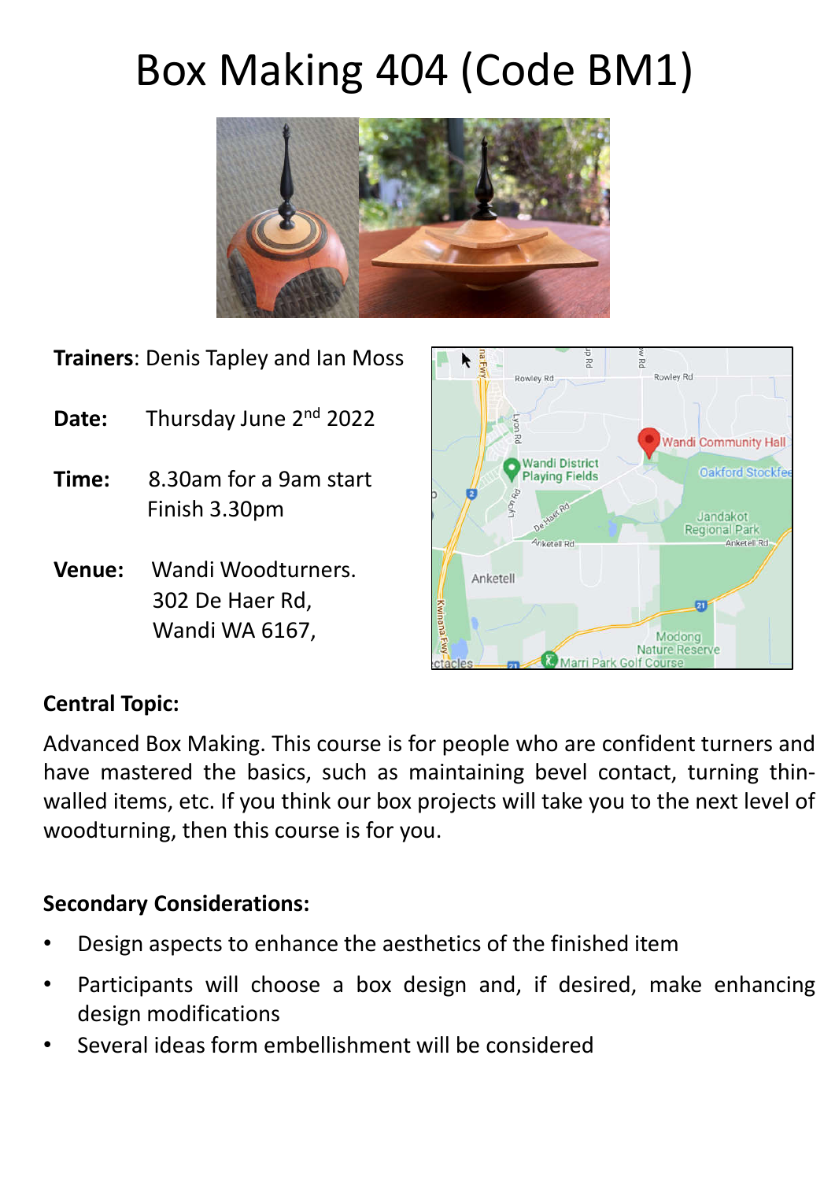# Box Making 404 (Code BM1)

**Trainers**: Denis Tapley and Ian Moss

**Date:** Thursday June 2nd 2022

**Time:** 8.30am for a 9am start
Finish 3.30pm

**Venue:** Wandi Woodturners.
302 De Haer Rd,
Wandi WA 6167,

**Central Topic:**

Advanced Box Making. This course is for people who are confident turners and have mastered the basics, such as maintaining bevel contact, turning thin-walled items, etc. If you think our box projects will take you to the next level of woodturning, then this course is for you.

**Secondary Considerations:**

- Design aspects to enhance the aesthetics of the finished item
- Participants will choose a box design and, if desired, make enhancing design modifications
- Several ideas form embellishment will be considered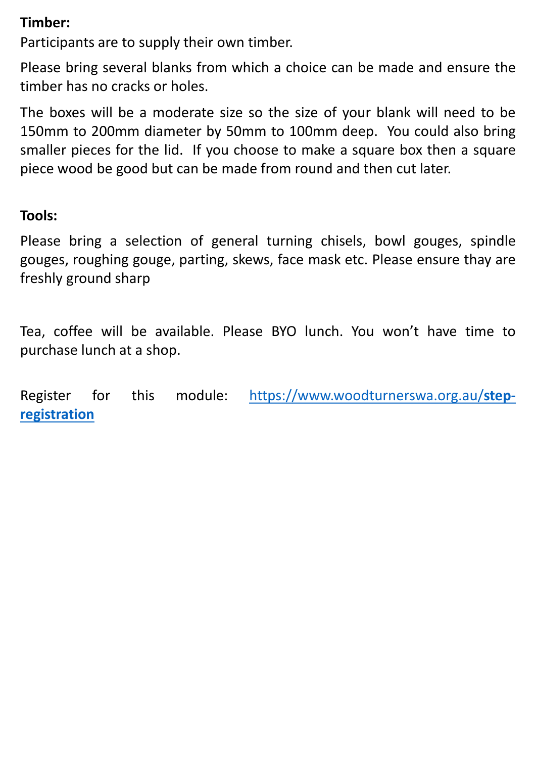**Timber:**

Participants are to supply their own timber.

Please bring several blanks from which a choice can be made and ensure the timber has no cracks or holes.

The boxes will be a moderate size so the size of your blank will need to be 150mm to 200mm diameter by 50mm to 100mm deep. You could also bring smaller pieces for the lid. If you choose to make a square box then a square piece wood be good but can be made from round and then cut later.

**Tools:**

Please bring a selection of general turning chisels, bowl gouges, spindle gouges, roughing gouge, parting, skews, face mask etc. Please ensure thay are freshly ground sharp

Tea, coffee will be available. Please BYO lunch. You won't have time to purchase lunch at a shop.

Register for this module: [https://www.woodturnerswa.org.au/**step-registration**](https://www.woodturnerswa.org.au/step-registration)